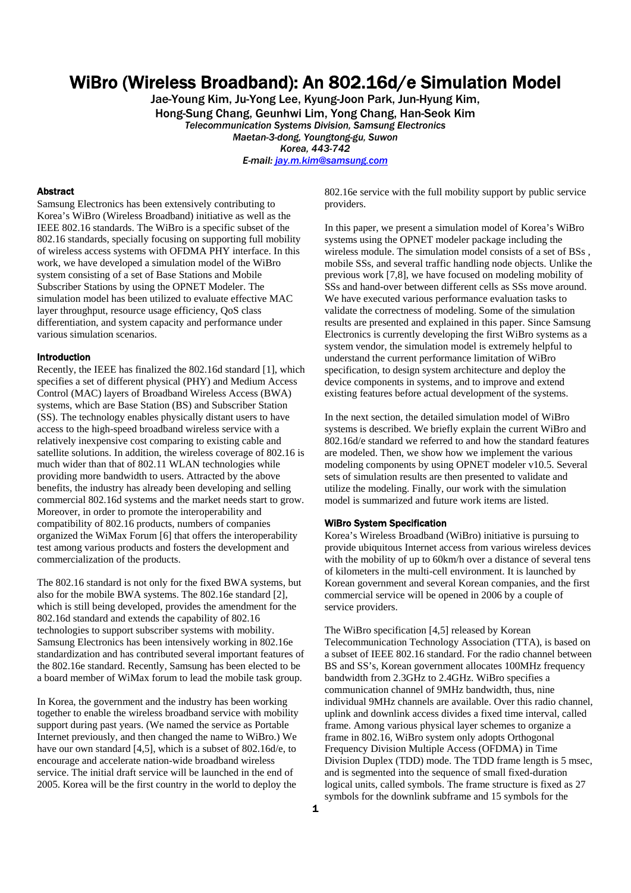# WiBro (Wireless Broadband): An 802.16d/e Simulation Model

Jae-Young Kim, Ju-Yong Lee, Kyung-Joon Park, Jun-Hyung Kim,
Hong-Sung Chang, Geunhwi Lim, Yong Chang, Han-Seok Kim

*Telecommunication Systems Division, Samsung Electronics*
*Maetan-3-dong, Youngtong-gu, Suwon*
*Korea, 443-742*
*E-mail: jay.m.kim@samsung.com*

## Abstract

Samsung Electronics has been extensively contributing to Korea's WiBro (Wireless Broadband) initiative as well as the IEEE 802.16 standards. The WiBro is a specific subset of the 802.16 standards, specially focusing on supporting full mobility of wireless access systems with OFDMA PHY interface. In this work, we have developed a simulation model of the WiBro system consisting of a set of Base Stations and Mobile Subscriber Stations by using the OPNET Modeler. The simulation model has been utilized to evaluate effective MAC layer throughput, resource usage efficiency, QoS class differentiation, and system capacity and performance under various simulation scenarios.

## Introduction

Recently, the IEEE has finalized the 802.16d standard [1], which specifies a set of different physical (PHY) and Medium Access Control (MAC) layers of Broadband Wireless Access (BWA) systems, which are Base Station (BS) and Subscriber Station (SS). The technology enables physically distant users to have access to the high-speed broadband wireless service with a relatively inexpensive cost comparing to existing cable and satellite solutions. In addition, the wireless coverage of 802.16 is much wider than that of 802.11 WLAN technologies while providing more bandwidth to users. Attracted by the above benefits, the industry has already been developing and selling commercial 802.16d systems and the market needs start to grow. Moreover, in order to promote the interoperability and compatibility of 802.16 products, numbers of companies organized the WiMax Forum [6] that offers the interoperability test among various products and fosters the development and commercialization of the products.

The 802.16 standard is not only for the fixed BWA systems, but also for the mobile BWA systems. The 802.16e standard [2], which is still being developed, provides the amendment for the 802.16d standard and extends the capability of 802.16 technologies to support subscriber systems with mobility. Samsung Electronics has been intensively working in 802.16e standardization and has contributed several important features of the 802.16e standard. Recently, Samsung has been elected to be a board member of WiMax forum to lead the mobile task group.

In Korea, the government and the industry has been working together to enable the wireless broadband service with mobility support during past years. (We named the service as Portable Internet previously, and then changed the name to WiBro.) We have our own standard [4,5], which is a subset of 802.16d/e, to encourage and accelerate nation-wide broadband wireless service. The initial draft service will be launched in the end of 2005. Korea will be the first country in the world to deploy the 802.16e service with the full mobility support by public service providers.

In this paper, we present a simulation model of Korea's WiBro systems using the OPNET modeler package including the wireless module. The simulation model consists of a set of BSs , mobile SSs, and several traffic handling node objects. Unlike the previous work [7,8], we have focused on modeling mobility of SSs and hand-over between different cells as SSs move around. We have executed various performance evaluation tasks to validate the correctness of modeling. Some of the simulation results are presented and explained in this paper. Since Samsung Electronics is currently developing the first WiBro systems as a system vendor, the simulation model is extremely helpful to understand the current performance limitation of WiBro specification, to design system architecture and deploy the device components in systems, and to improve and extend existing features before actual development of the systems.

In the next section, the detailed simulation model of WiBro systems is described. We briefly explain the current WiBro and 802.16d/e standard we referred to and how the standard features are modeled. Then, we show how we implement the various modeling components by using OPNET modeler v10.5. Several sets of simulation results are then presented to validate and utilize the modeling. Finally, our work with the simulation model is summarized and future work items are listed.

## WiBro System Specification

Korea's Wireless Broadband (WiBro) initiative is pursuing to provide ubiquitous Internet access from various wireless devices with the mobility of up to 60km/h over a distance of several tens of kilometers in the multi-cell environment. It is launched by Korean government and several Korean companies, and the first commercial service will be opened in 2006 by a couple of service providers.

The WiBro specification [4,5] released by Korean Telecommunication Technology Association (TTA), is based on a subset of IEEE 802.16 standard. For the radio channel between BS and SS's, Korean government allocates 100MHz frequency bandwidth from 2.3GHz to 2.4GHz. WiBro specifies a communication channel of 9MHz bandwidth, thus, nine individual 9MHz channels are available. Over this radio channel, uplink and downlink access divides a fixed time interval, called frame. Among various physical layer schemes to organize a frame in 802.16, WiBro system only adopts Orthogonal Frequency Division Multiple Access (OFDMA) in Time Division Duplex (TDD) mode. The TDD frame length is 5 msec, and is segmented into the sequence of small fixed-duration logical units, called symbols. The frame structure is fixed as 27 symbols for the downlink subframe and 15 symbols for the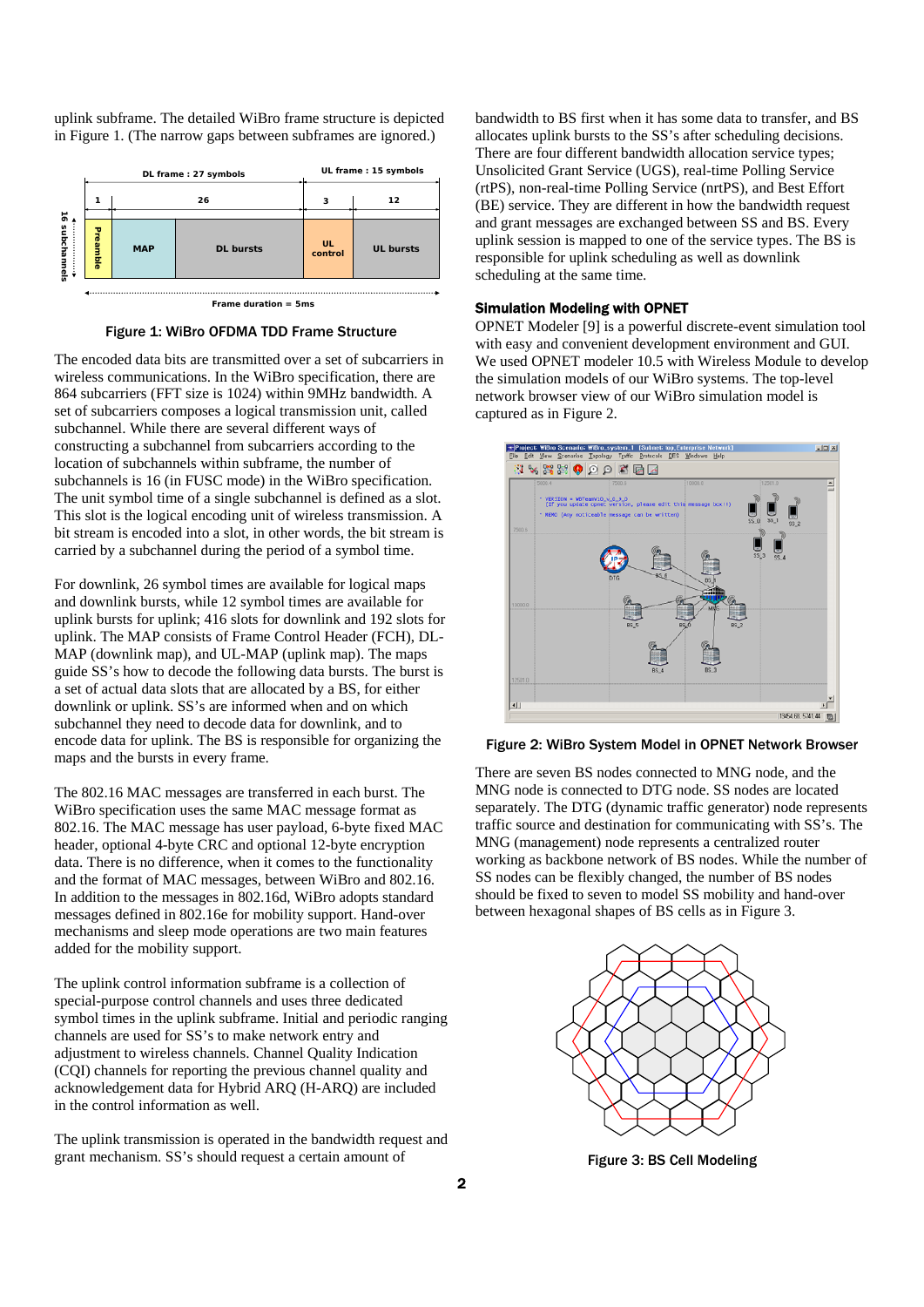uplink subframe. The detailed WiBro frame structure is depicted in Figure 1. (The narrow gaps between subframes are ignored.)

Figure 1: WiBro OFDMA TDD Frame Structure

The encoded data bits are transmitted over a set of subcarriers in wireless communications. In the WiBro specification, there are 864 subcarriers (FFT size is 1024) within 9MHz bandwidth. A set of subcarriers composes a logical transmission unit, called subchannel. While there are several different ways of constructing a subchannel from subcarriers according to the location of subchannels within subframe, the number of subchannels is 16 (in FUSC mode) in the WiBro specification. The unit symbol time of a single subchannel is defined as a slot. This slot is the logical encoding unit of wireless transmission. A bit stream is encoded into a slot, in other words, the bit stream is carried by a subchannel during the period of a symbol time.

For downlink, 26 symbol times are available for logical maps and downlink bursts, while 12 symbol times are available for uplink bursts for uplink; 416 slots for downlink and 192 slots for uplink. The MAP consists of Frame Control Header (FCH), DL-MAP (downlink map), and UL-MAP (uplink map). The maps guide SS's how to decode the following data bursts. The burst is a set of actual data slots that are allocated by a BS, for either downlink or uplink. SS's are informed when and on which subchannel they need to decode data for downlink, and to encode data for uplink. The BS is responsible for organizing the maps and the bursts in every frame.

The 802.16 MAC messages are transferred in each burst. The WiBro specification uses the same MAC message format as 802.16. The MAC message has user payload, 6-byte fixed MAC header, optional 4-byte CRC and optional 12-byte encryption data. There is no difference, when it comes to the functionality and the format of MAC messages, between WiBro and 802.16. In addition to the messages in 802.16d, WiBro adopts standard messages defined in 802.16e for mobility support. Hand-over mechanisms and sleep mode operations are two main features added for the mobility support.

The uplink control information subframe is a collection of special-purpose control channels and uses three dedicated symbol times in the uplink subframe. Initial and periodic ranging channels are used for SS's to make network entry and adjustment to wireless channels. Channel Quality Indication (CQI) channels for reporting the previous channel quality and acknowledgement data for Hybrid ARQ (H-ARQ) are included in the control information as well.

The uplink transmission is operated in the bandwidth request and grant mechanism. SS's should request a certain amount of bandwidth to BS first when it has some data to transfer, and BS allocates uplink bursts to the SS's after scheduling decisions. There are four different bandwidth allocation service types; Unsolicited Grant Service (UGS), real-time Polling Service (rtPS), non-real-time Polling Service (nrtPS), and Best Effort (BE) service. They are different in how the bandwidth request and grant messages are exchanged between SS and BS. Every uplink session is mapped to one of the service types. The BS is responsible for uplink scheduling as well as downlink scheduling at the same time.

## Simulation Modeling with OPNET

OPNET Modeler [9] is a powerful discrete-event simulation tool with easy and convenient development environment and GUI. We used OPNET modeler 10.5 with Wireless Module to develop the simulation models of our WiBro systems. The top-level network browser view of our WiBro simulation model is captured as in Figure 2.

Figure 2: WiBro System Model in OPNET Network Browser

There are seven BS nodes connected to MNG node, and the MNG node is connected to DTG node. SS nodes are located separately. The DTG (dynamic traffic generator) node represents traffic source and destination for communicating with SS's. The MNG (management) node represents a centralized router working as backbone network of BS nodes. While the number of SS nodes can be flexibly changed, the number of BS nodes should be fixed to seven to model SS mobility and hand-over between hexagonal shapes of BS cells as in Figure 3.

Figure 3: BS Cell Modeling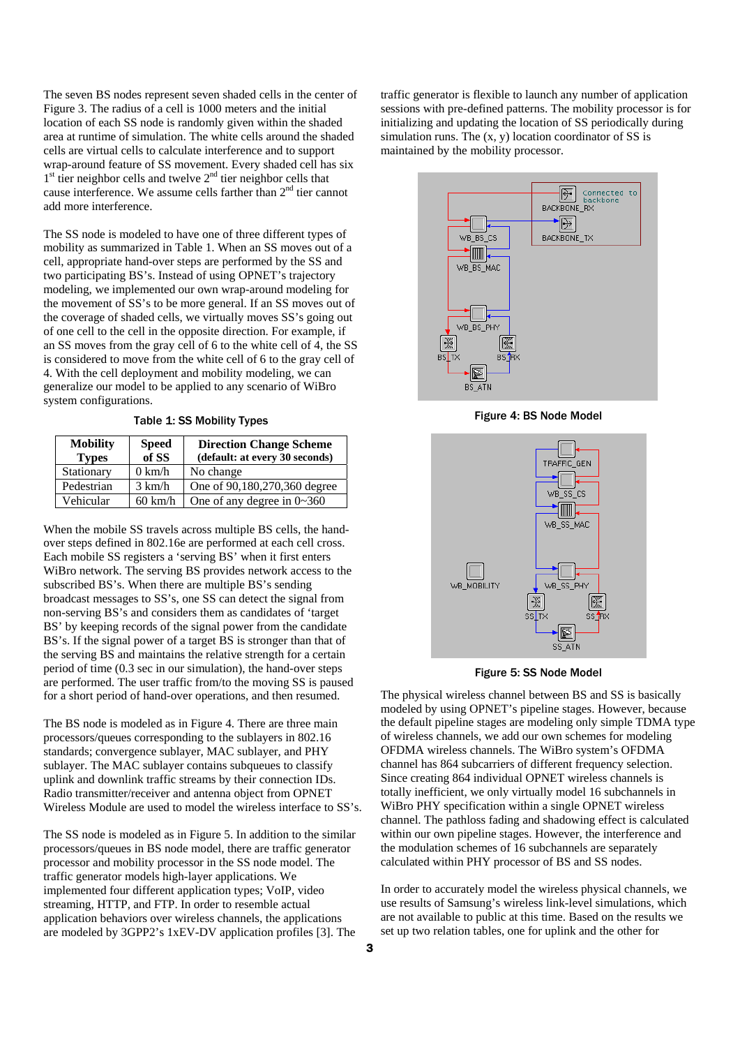The seven BS nodes represent seven shaded cells in the center of Figure 3. The radius of a cell is 1000 meters and the initial location of each SS node is randomly given within the shaded area at runtime of simulation. The white cells around the shaded cells are virtual cells to calculate interference and to support wrap-around feature of SS movement. Every shaded cell has six 1st tier neighbor cells and twelve 2nd tier neighbor cells that cause interference. We assume cells farther than 2nd tier cannot add more interference.

The SS node is modeled to have one of three different types of mobility as summarized in Table 1. When an SS moves out of a cell, appropriate hand-over steps are performed by the SS and two participating BS's. Instead of using OPNET's trajectory modeling, we implemented our own wrap-around modeling for the movement of SS's to be more general. If an SS moves out of the coverage of shaded cells, we virtually moves SS's going out of one cell to the cell in the opposite direction. For example, if an SS moves from the gray cell of 6 to the white cell of 4, the SS is considered to move from the white cell of 6 to the gray cell of 4. With the cell deployment and mobility modeling, we can generalize our model to be applied to any scenario of WiBro system configurations.

**Table 1: SS Mobility Types**

| Mobility Types | Speed of SS | Direction Change Scheme (default: at every 30 seconds) |
|---|---|---|
| Stationary | 0 km/h | No change |
| Pedestrian | 3 km/h | One of 90,180,270,360 degree |
| Vehicular | 60 km/h | One of any degree in 0~360 |

When the mobile SS travels across multiple BS cells, the hand-over steps defined in 802.16e are performed at each cell cross. Each mobile SS registers a 'serving BS' when it first enters WiBro network. The serving BS provides network access to the subscribed BS's. When there are multiple BS's sending broadcast messages to SS's, one SS can detect the signal from non-serving BS's and considers them as candidates of 'target BS' by keeping records of the signal power from the candidate BS's. If the signal power of a target BS is stronger than that of the serving BS and maintains the relative strength for a certain period of time (0.3 sec in our simulation), the hand-over steps are performed. The user traffic from/to the moving SS is paused for a short period of hand-over operations, and then resumed.

The BS node is modeled as in Figure 4. There are three main processors/queues corresponding to the sublayers in 802.16 standards; convergence sublayer, MAC sublayer, and PHY sublayer. The MAC sublayer contains subqueues to classify uplink and downlink traffic streams by their connection IDs. Radio transmitter/receiver and antenna object from OPNET Wireless Module are used to model the wireless interface to SS's.

The SS node is modeled as in Figure 5. In addition to the similar processors/queues in BS node model, there are traffic generator processor and mobility processor in the SS node model. The traffic generator models high-layer applications. We implemented four different application types; VoIP, video streaming, HTTP, and FTP. In order to resemble actual application behaviors over wireless channels, the applications are modeled by 3GPP2's 1xEV-DV application profiles [3]. The traffic generator is flexible to launch any number of application sessions with pre-defined patterns. The mobility processor is for initializing and updating the location of SS periodically during simulation runs. The (x, y) location coordinator of SS is maintained by the mobility processor.

**Figure 4: BS Node Model**

**Figure 5: SS Node Model**

The physical wireless channel between BS and SS is basically modeled by using OPNET's pipeline stages. However, because the default pipeline stages are modeling only simple TDMA type of wireless channels, we add our own schemes for modeling OFDMA wireless channels. The WiBro system's OFDMA channel has 864 subcarriers of different frequency selection. Since creating 864 individual OPNET wireless channels is totally inefficient, we only virtually model 16 subchannels in WiBro PHY specification within a single OPNET wireless channel. The pathloss fading and shadowing effect is calculated within our own pipeline stages. However, the interference and the modulation schemes of 16 subchannels are separately calculated within PHY processor of BS and SS nodes.

In order to accurately model the wireless physical channels, we use results of Samsung's wireless link-level simulations, which are not available to public at this time. Based on the results we set up two relation tables, one for uplink and the other for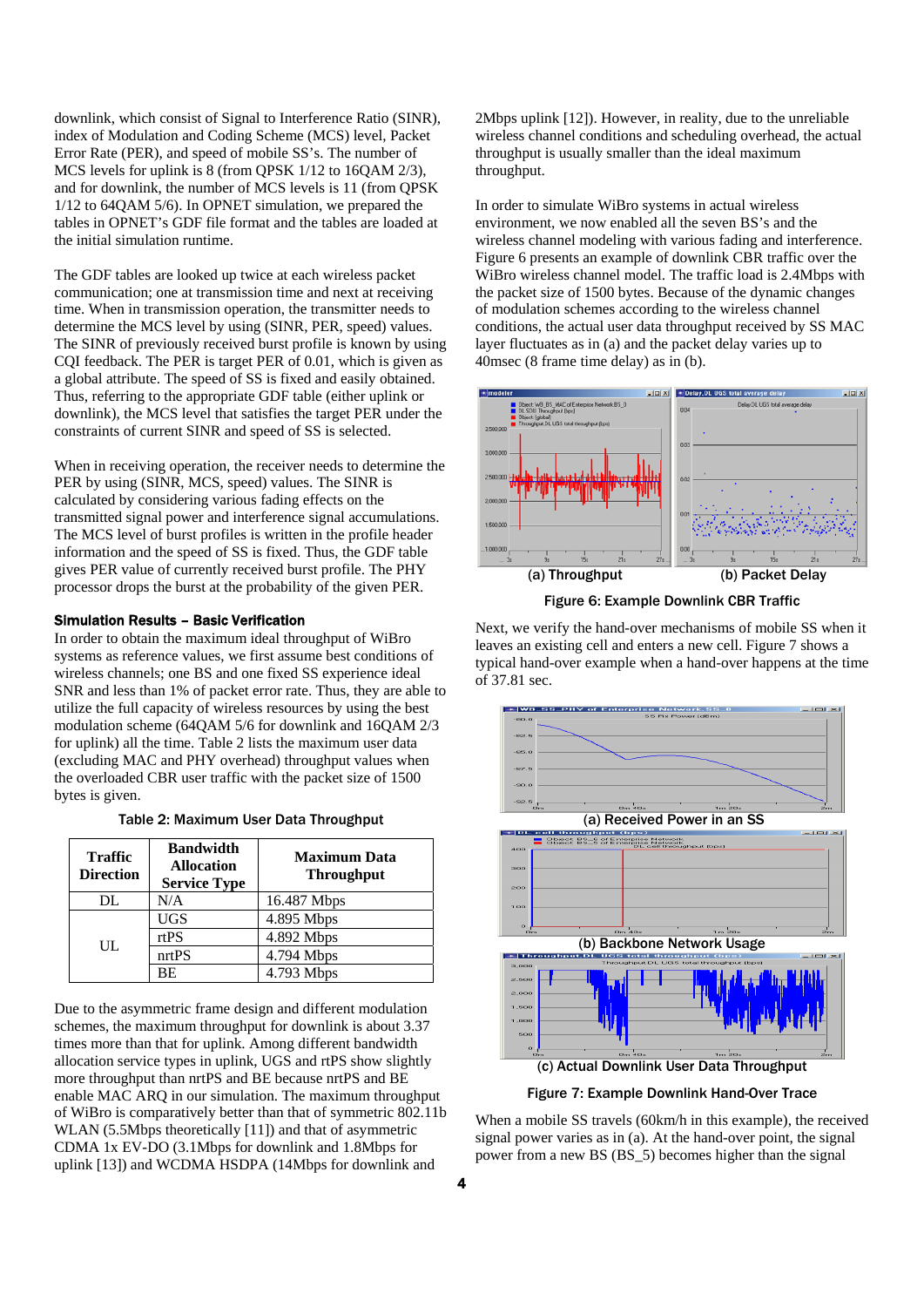downlink, which consist of Signal to Interference Ratio (SINR), index of Modulation and Coding Scheme (MCS) level, Packet Error Rate (PER), and speed of mobile SS's. The number of MCS levels for uplink is 8 (from QPSK 1/12 to 16QAM 2/3), and for downlink, the number of MCS levels is 11 (from QPSK 1/12 to 64QAM 5/6). In OPNET simulation, we prepared the tables in OPNET's GDF file format and the tables are loaded at the initial simulation runtime.

The GDF tables are looked up twice at each wireless packet communication; one at transmission time and next at receiving time. When in transmission operation, the transmitter needs to determine the MCS level by using (SINR, PER, speed) values. The SINR of previously received burst profile is known by using CQI feedback. The PER is target PER of 0.01, which is given as a global attribute. The speed of SS is fixed and easily obtained. Thus, referring to the appropriate GDF table (either uplink or downlink), the MCS level that satisfies the target PER under the constraints of current SINR and speed of SS is selected.

When in receiving operation, the receiver needs to determine the PER by using (SINR, MCS, speed) values. The SINR is calculated by considering various fading effects on the transmitted signal power and interference signal accumulations. The MCS level of burst profiles is written in the profile header information and the speed of SS is fixed. Thus, the GDF table gives PER value of currently received burst profile. The PHY processor drops the burst at the probability of the given PER.

### Simulation Results – Basic Verification

In order to obtain the maximum ideal throughput of WiBro systems as reference values, we first assume best conditions of wireless channels; one BS and one fixed SS experience ideal SNR and less than 1% of packet error rate. Thus, they are able to utilize the full capacity of wireless resources by using the best modulation scheme (64QAM 5/6 for downlink and 16QAM 2/3 for uplink) all the time. Table 2 lists the maximum user data (excluding MAC and PHY overhead) throughput values when the overloaded CBR user traffic with the packet size of 1500 bytes is given.

Table 2: Maximum User Data Throughput

| Traffic Direction | Bandwidth Allocation Service Type | Maximum Data Throughput |
|---|---|---|
| DL | N/A | 16.487 Mbps |
| UL | UGS | 4.895 Mbps |
| | rtPS | 4.892 Mbps |
| | nrtPS | 4.794 Mbps |
| | BE | 4.793 Mbps |

Due to the asymmetric frame design and different modulation schemes, the maximum throughput for downlink is about 3.37 times more than that for uplink. Among different bandwidth allocation service types in uplink, UGS and rtPS show slightly more throughput than nrtPS and BE because nrtPS and BE enable MAC ARQ in our simulation. The maximum throughput of WiBro is comparatively better than that of symmetric 802.11b WLAN (5.5Mbps theoretically [11]) and that of asymmetric CDMA 1x EV-DO (3.1Mbps for downlink and 1.8Mbps for uplink [13]) and WCDMA HSDPA (14Mbps for downlink and 2Mbps uplink [12]). However, in reality, due to the unreliable wireless channel conditions and scheduling overhead, the actual throughput is usually smaller than the ideal maximum throughput.

In order to simulate WiBro systems in actual wireless environment, we now enabled all the seven BS's and the wireless channel modeling with various fading and interference. Figure 6 presents an example of downlink CBR traffic over the WiBro wireless channel model. The traffic load is 2.4Mbps with the packet size of 1500 bytes. Because of the dynamic changes of modulation schemes according to the wireless channel conditions, the actual user data throughput received by SS MAC layer fluctuates as in (a) and the packet delay varies up to 40msec (8 frame time delay) as in (b).

(a) Throughput (b) Packet Delay

Figure 6: Example Downlink CBR Traffic

Next, we verify the hand-over mechanisms of mobile SS when it leaves an existing cell and enters a new cell. Figure 7 shows a typical hand-over example when a hand-over happens at the time of 37.81 sec.

(a) Received Power in an SS

(b) Backbone Network Usage

(c) Actual Downlink User Data Throughput

Figure 7: Example Downlink Hand-Over Trace

When a mobile SS travels (60km/h in this example), the received signal power varies as in (a). At the hand-over point, the signal power from a new BS (BS_5) becomes higher than the signal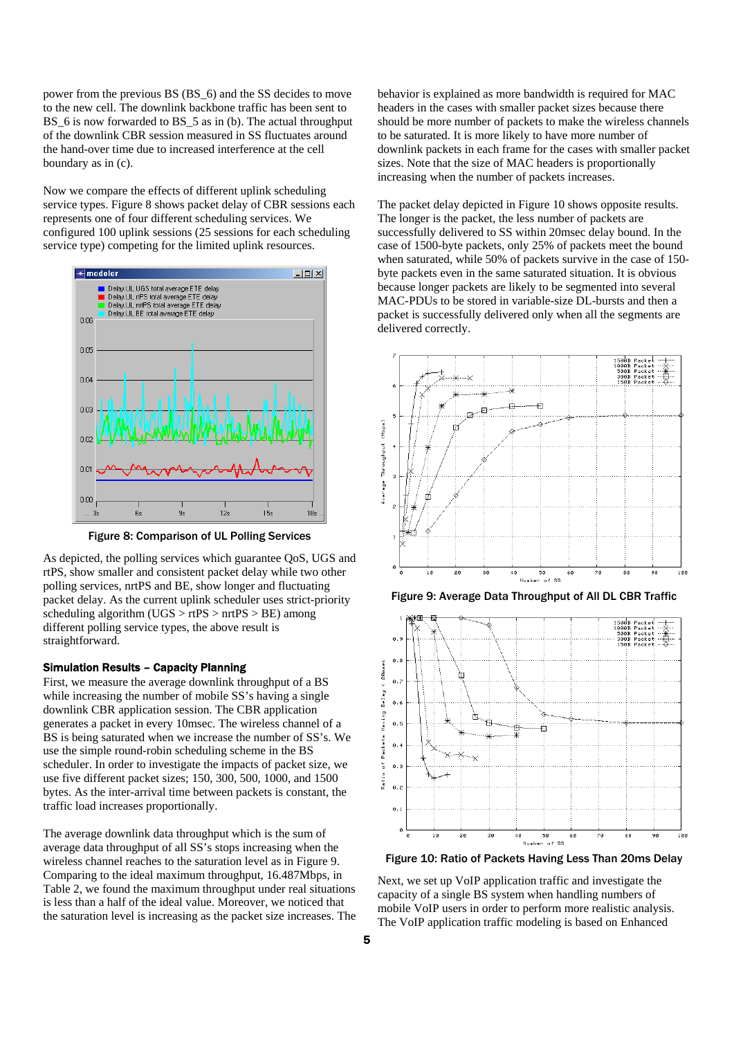power from the previous BS (BS_6) and the SS decides to move to the new cell. The downlink backbone traffic has been sent to BS_6 is now forwarded to BS_5 as in (b). The actual throughput of the downlink CBR session measured in SS fluctuates around the hand-over time due to increased interference at the cell boundary as in (c).

Now we compare the effects of different uplink scheduling service types. Figure 8 shows packet delay of CBR sessions each represents one of four different scheduling services. We configured 100 uplink sessions (25 sessions for each scheduling service type) competing for the limited uplink resources.

**Figure 8: Comparison of UL Polling Services**

As depicted, the polling services which guarantee QoS, UGS and rtPS, show smaller and consistent packet delay while two other polling services, nrtPS and BE, show longer and fluctuating packet delay. As the current uplink scheduler uses strict-priority scheduling algorithm (UGS > rtPS > nrtPS > BE) among different polling service types, the above result is straightforward.

### Simulation Results – Capacity Planning

First, we measure the average downlink throughput of a BS while increasing the number of mobile SS's having a single downlink CBR application session. The CBR application generates a packet in every 10msec. The wireless channel of a BS is being saturated when we increase the number of SS's. We use the simple round-robin scheduling scheme in the BS scheduler. In order to investigate the impacts of packet size, we use five different packet sizes; 150, 300, 500, 1000, and 1500 bytes. As the inter-arrival time between packets is constant, the traffic load increases proportionally.

The average downlink data throughput which is the sum of average data throughput of all SS's stops increasing when the wireless channel reaches to the saturation level as in Figure 9. Comparing to the ideal maximum throughput, 16.487Mbps, in Table 2, we found the maximum throughput under real situations is less than a half of the ideal value. Moreover, we noticed that the saturation level is increasing as the packet size increases. The behavior is explained as more bandwidth is required for MAC headers in the cases with smaller packet sizes because there should be more number of packets to make the wireless channels to be saturated. It is more likely to have more number of downlink packets in each frame for the cases with smaller packet sizes. Note that the size of MAC headers is proportionally increasing when the number of packets increases.

The packet delay depicted in Figure 10 shows opposite results. The longer is the packet, the less number of packets are successfully delivered to SS within 20msec delay bound. In the case of 1500-byte packets, only 25% of packets meet the bound when saturated, while 50% of packets survive in the case of 150-byte packets even in the same saturated situation. It is obvious because longer packets are likely to be segmented into several MAC-PDUs to be stored in variable-size DL-bursts and then a packet is successfully delivered only when all the segments are delivered correctly.

**Figure 9: Average Data Throughput of All DL CBR Traffic**

**Figure 10: Ratio of Packets Having Less Than 20ms Delay**

Next, we set up VoIP application traffic and investigate the capacity of a single BS system when handling numbers of mobile VoIP users in order to perform more realistic analysis. The VoIP application traffic modeling is based on Enhanced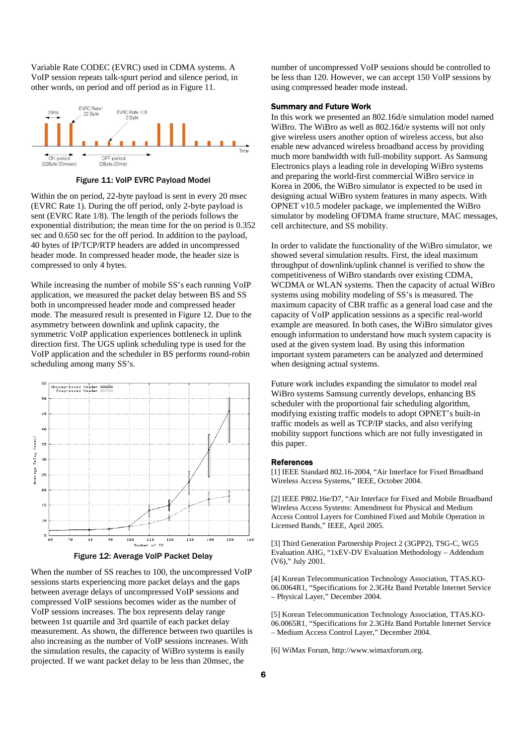Variable Rate CODEC (EVRC) used in CDMA systems. A VoIP session repeats talk-spurt period and silence period, in other words, on period and off period as in Figure 11.

Figure 11: VoIP EVRC Payload Model

Within the on period, 22-byte payload is sent in every 20 msec (EVRC Rate 1). During the off period, only 2-byte payload is sent (EVRC Rate 1/8). The length of the periods follows the exponential distribution; the mean time for the on period is 0.352 sec and 0.650 sec for the off period. In addition to the payload, 40 bytes of IP/TCP/RTP headers are added in uncompressed header mode. In compressed header mode, the header size is compressed to only 4 bytes.

While increasing the number of mobile SS's each running VoIP application, we measured the packet delay between BS and SS both in uncompressed header mode and compressed header mode. The measured result is presented in Figure 12. Due to the asymmetry between downlink and uplink capacity, the symmetric VoIP application experiences bottleneck in uplink direction first. The UGS uplink scheduling type is used for the VoIP application and the scheduler in BS performs round-robin scheduling among many SS's.

Figure 12: Average VoIP Packet Delay

When the number of SS reaches to 100, the uncompressed VoIP sessions starts experiencing more packet delays and the gaps between average delays of uncompressed VoIP sessions and compressed VoIP sessions becomes wider as the number of VoIP sessions increases. The box represents delay range between 1st quartile and 3rd quartile of each packet delay measurement. As shown, the difference between two quartiles is also increasing as the number of VoIP sessions increases. With the simulation results, the capacity of WiBro systems is easily projected. If we want packet delay to be less than 20msec, the number of uncompressed VoIP sessions should be controlled to be less than 120. However, we can accept 150 VoIP sessions by using compressed header mode instead.

## Summary and Future Work

In this work we presented an 802.16d/e simulation model named WiBro. The WiBro as well as 802.16d/e systems will not only give wireless users another option of wireless access, but also enable new advanced wireless broadband access by providing much more bandwidth with full-mobility support. As Samsung Electronics plays a leading role in developing WiBro systems and preparing the world-first commercial WiBro service in Korea in 2006, the WiBro simulator is expected to be used in designing actual WiBro system features in many aspects. With OPNET v10.5 modeler package, we implemented the WiBro simulator by modeling OFDMA frame structure, MAC messages, cell architecture, and SS mobility.

In order to validate the functionality of the WiBro simulator, we showed several simulation results. First, the ideal maximum throughput of downlink/uplink channel is verified to show the competitiveness of WiBro standards over existing CDMA, WCDMA or WLAN systems. Then the capacity of actual WiBro systems using mobility modeling of SS's is measured. The maximum capacity of CBR traffic as a general load case and the capacity of VoIP application sessions as a specific real-world example are measured. In both cases, the WiBro simulator gives enough information to understand how much system capacity is used at the given system load. By using this information important system parameters can be analyzed and determined when designing actual systems.

Future work includes expanding the simulator to model real WiBro systems Samsung currently develops, enhancing BS scheduler with the proportional fair scheduling algorithm, modifying existing traffic models to adopt OPNET's built-in traffic models as well as TCP/IP stacks, and also verifying mobility support functions which are not fully investigated in this paper.

## References

[1] IEEE Standard 802.16-2004, "Air Interface for Fixed Broadband Wireless Access Systems," IEEE, October 2004.

[2] IEEE P802.16e/D7, "Air Interface for Fixed and Mobile Broadband Wireless Access Systems: Amendment for Physical and Medium Access Control Layers for Combined Fixed and Mobile Operation in Licensed Bands," IEEE, April 2005.

[3] Third Generation Partnership Project 2 (3GPP2), TSG-C, WG5 Evaluation AHG, "1xEV-DV Evaluation Methodology – Addendum (V6)," July 2001.

[4] Korean Telecommunication Technology Association, TTAS.KO-06.0064R1, "Specifications for 2.3GHz Band Portable Internet Service – Physical Layer," December 2004.

[5] Korean Telecommunication Technology Association, TTAS.KO-06.0065R1, "Specifications for 2.3GHz Band Portable Internet Service – Medium Access Control Layer," December 2004.

[6] WiMax Forum, http://www.wimaxforum.org.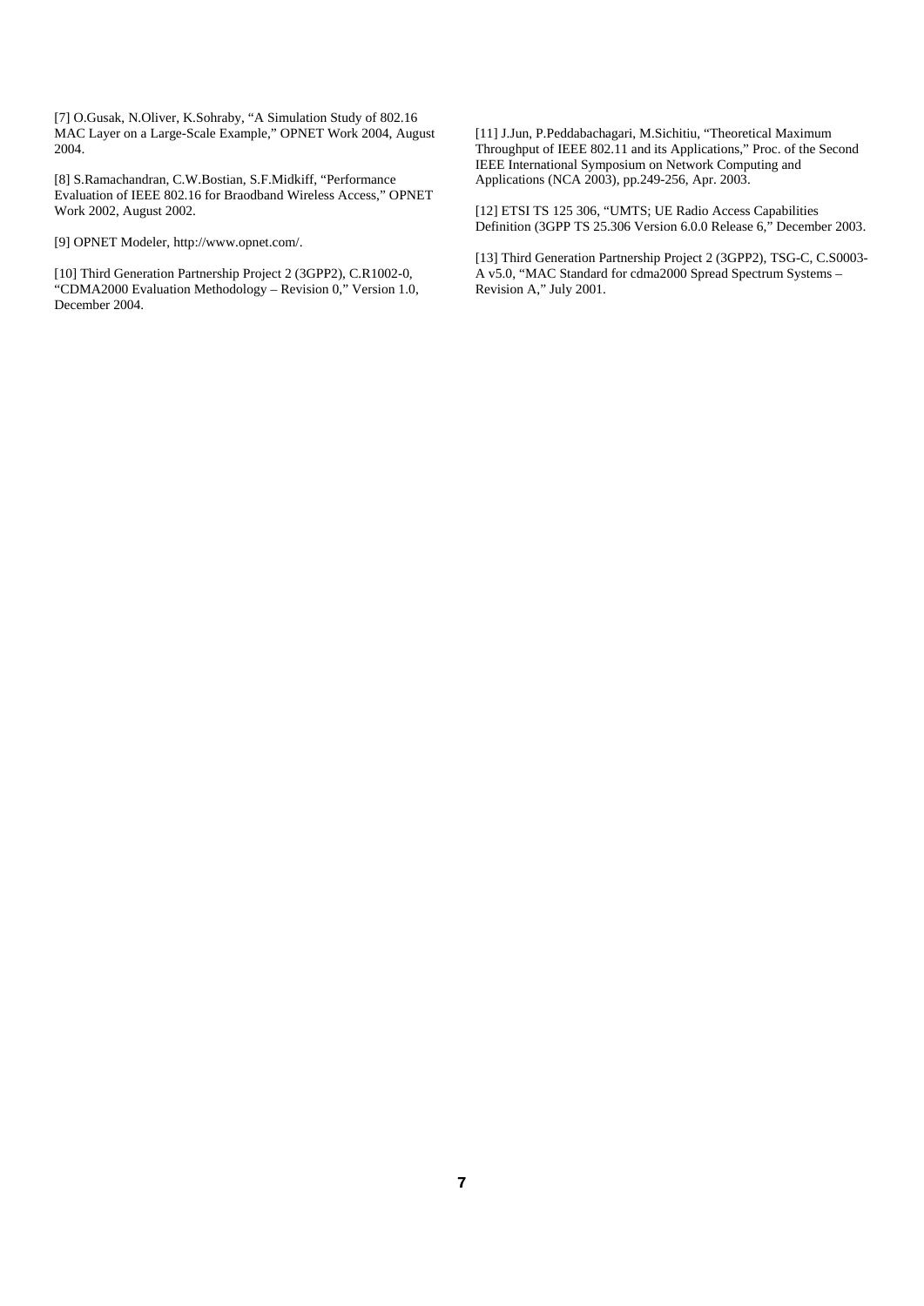[7] O.Gusak, N.Oliver, K.Sohraby, "A Simulation Study of 802.16 MAC Layer on a Large-Scale Example," OPNET Work 2004, August 2004.

[8] S.Ramachandran, C.W.Bostian, S.F.Midkiff, "Performance Evaluation of IEEE 802.16 for Braodband Wireless Access," OPNET Work 2002, August 2002.

[9] OPNET Modeler, http://www.opnet.com/.

[10] Third Generation Partnership Project 2 (3GPP2), C.R1002-0, "CDMA2000 Evaluation Methodology – Revision 0," Version 1.0, December 2004.

[11] J.Jun, P.Peddabachagari, M.Sichitiu, "Theoretical Maximum Throughput of IEEE 802.11 and its Applications," Proc. of the Second IEEE International Symposium on Network Computing and Applications (NCA 2003), pp.249-256, Apr. 2003.

[12] ETSI TS 125 306, "UMTS; UE Radio Access Capabilities Definition (3GPP TS 25.306 Version 6.0.0 Release 6," December 2003.

[13] Third Generation Partnership Project 2 (3GPP2), TSG-C, C.S0003-A v5.0, "MAC Standard for cdma2000 Spread Spectrum Systems – Revision A," July 2001.